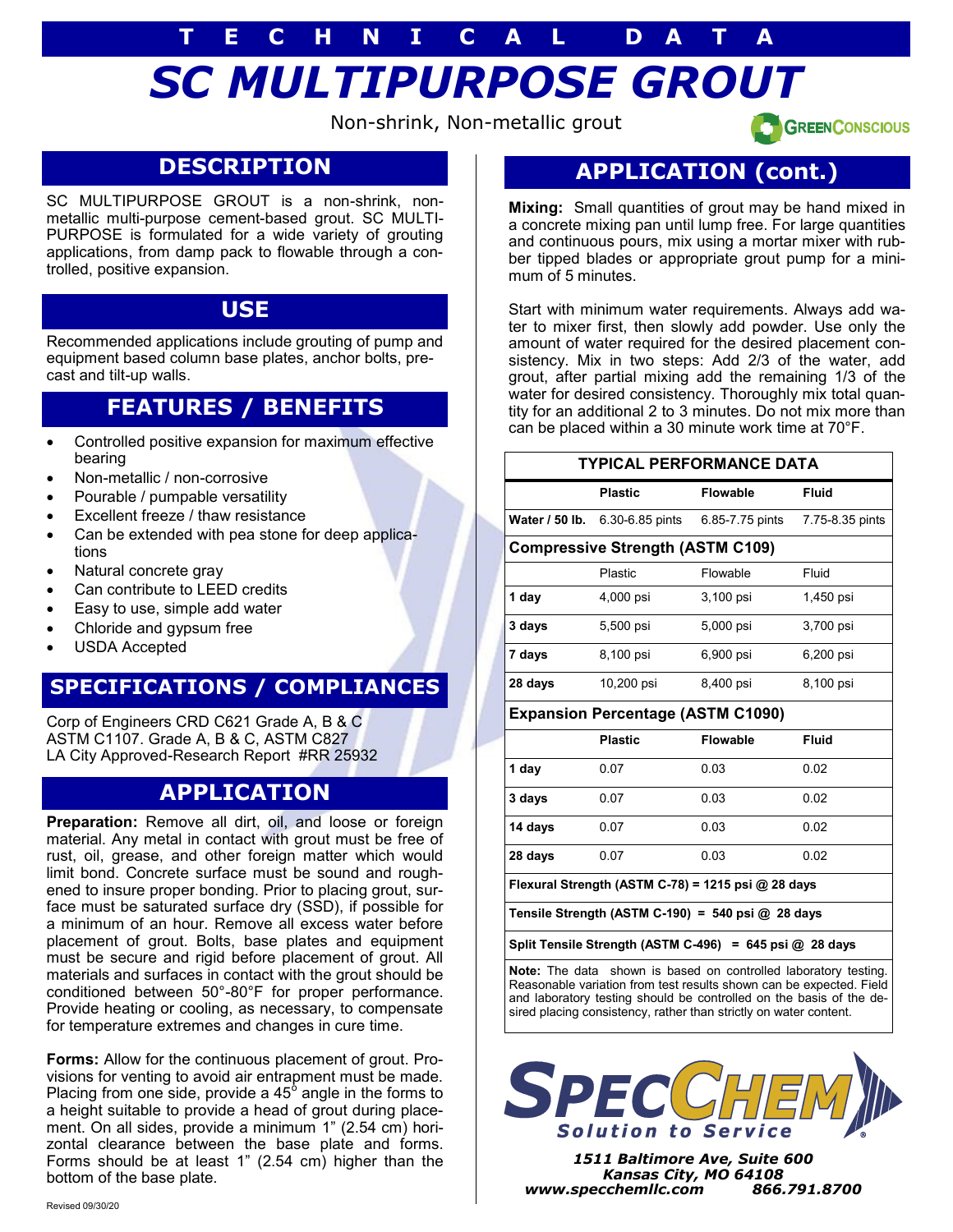# TECHNICAL DATA

# SC MULTIPURPOSE GROUT

Non-shrink, Non-metallic grout

GREENCONSCIOUS

## DESCRIPTION

SC MULTIPURPOSE GROUT is a non-shrink, non-metallic multi-purpose cement-based grout. SC MULTI-PURPOSE is formulated for a wide variety of grouting applications, from damp pack to flowable through a controlled, positive expansion.

## USE

Recommended applications include grouting of pump and equipment based column base plates, anchor bolts, precast and tilt-up walls.

## FEATURES / BENEFITS

- Controlled positive expansion for maximum effective bearing
- Non-metallic / non-corrosive
- Pourable / pumpable versatility
- Excellent freeze / thaw resistance
- Can be extended with pea stone for deep applications
- Natural concrete gray
- Can contribute to LEED credits
- Easy to use, simple add water
- Chloride and gypsum free
- USDA Accepted

## SPECIFICATIONS / COMPLIANCES

Corp of Engineers CRD C621 Grade A, B & C
ASTM C1107. Grade A, B & C, ASTM C827
LA City Approved-Research Report #RR 25932

## APPLICATION

**Preparation:** Remove all dirt, oil, and loose or foreign material. Any metal in contact with grout must be free of rust, oil, grease, and other foreign matter which would limit bond. Concrete surface must be sound and roughened to insure proper bonding. Prior to placing grout, surface must be saturated surface dry (SSD), if possible for a minimum of an hour. Remove all excess water before placement of grout. Bolts, base plates and equipment must be secure and rigid before placement of grout. All materials and surfaces in contact with the grout should be conditioned between 50°-80°F for proper performance. Provide heating or cooling, as necessary, to compensate for temperature extremes and changes in cure time.

**Forms:** Allow for the continuous placement of grout. Provisions for venting to avoid air entrapment must be made. Placing from one side, provide a 45° angle in the forms to a height suitable to provide a head of grout during placement. On all sides, provide a minimum 1" (2.54 cm) horizontal clearance between the base plate and forms. Forms should be at least 1" (2.54 cm) higher than the bottom of the base plate.

## APPLICATION (cont.)

**Mixing:** Small quantities of grout may be hand mixed in a concrete mixing pan until lump free. For large quantities and continuous pours, mix using a mortar mixer with rubber tipped blades or appropriate grout pump for a minimum of 5 minutes.

Start with minimum water requirements. Always add water to mixer first, then slowly add powder. Use only the amount of water required for the desired placement consistency. Mix in two steps: Add 2/3 of the water, add grout, after partial mixing add the remaining 1/3 of the water for desired consistency. Thoroughly mix total quantity for an additional 2 to 3 minutes. Do not mix more than can be placed within a 30 minute work time at 70°F.

| TYPICAL PERFORMANCE DATA | | | |
|---|---|---|---|
| | **Plastic** | **Flowable** | **Fluid** |
| **Water / 50 lb.** | 6.30-6.85 pints | 6.85-7.75 pints | 7.75-8.35 pints |
| **Compressive Strength (ASTM C109)** | | | |
| | Plastic | Flowable | Fluid |
| **1 day** | 4,000 psi | 3,100 psi | 1,450 psi |
| **3 days** | 5,500 psi | 5,000 psi | 3,700 psi |
| **7 days** | 8,100 psi | 6,900 psi | 6,200 psi |
| **28 days** | 10,200 psi | 8,400 psi | 8,100 psi |
| **Expansion Percentage (ASTM C1090)** | | | |
| | **Plastic** | **Flowable** | **Fluid** |
| **1 day** | 0.07 | 0.03 | 0.02 |
| **3 days** | 0.07 | 0.03 | 0.02 |
| **14 days** | 0.07 | 0.03 | 0.02 |
| **28 days** | 0.07 | 0.03 | 0.02 |
| **Flexural Strength (ASTM C-78) = 1215 psi @ 28 days** | | | |
| **Tensile Strength (ASTM C-190) = 540 psi @ 28 days** | | | |
| **Split Tensile Strength (ASTM C-496) = 645 psi @ 28 days** | | | |

**Note:** The data shown is based on controlled laboratory testing. Reasonable variation from test results shown can be expected. Field and laboratory testing should be controlled on the basis of the desired placing consistency, rather than strictly on water content.

SPECCHEM
*Solution to Service*

*1511 Baltimore Ave, Suite 600*
*Kansas City, MO 64108*
*www.specchemllc.com 866.791.8700*

Revised 09/30/20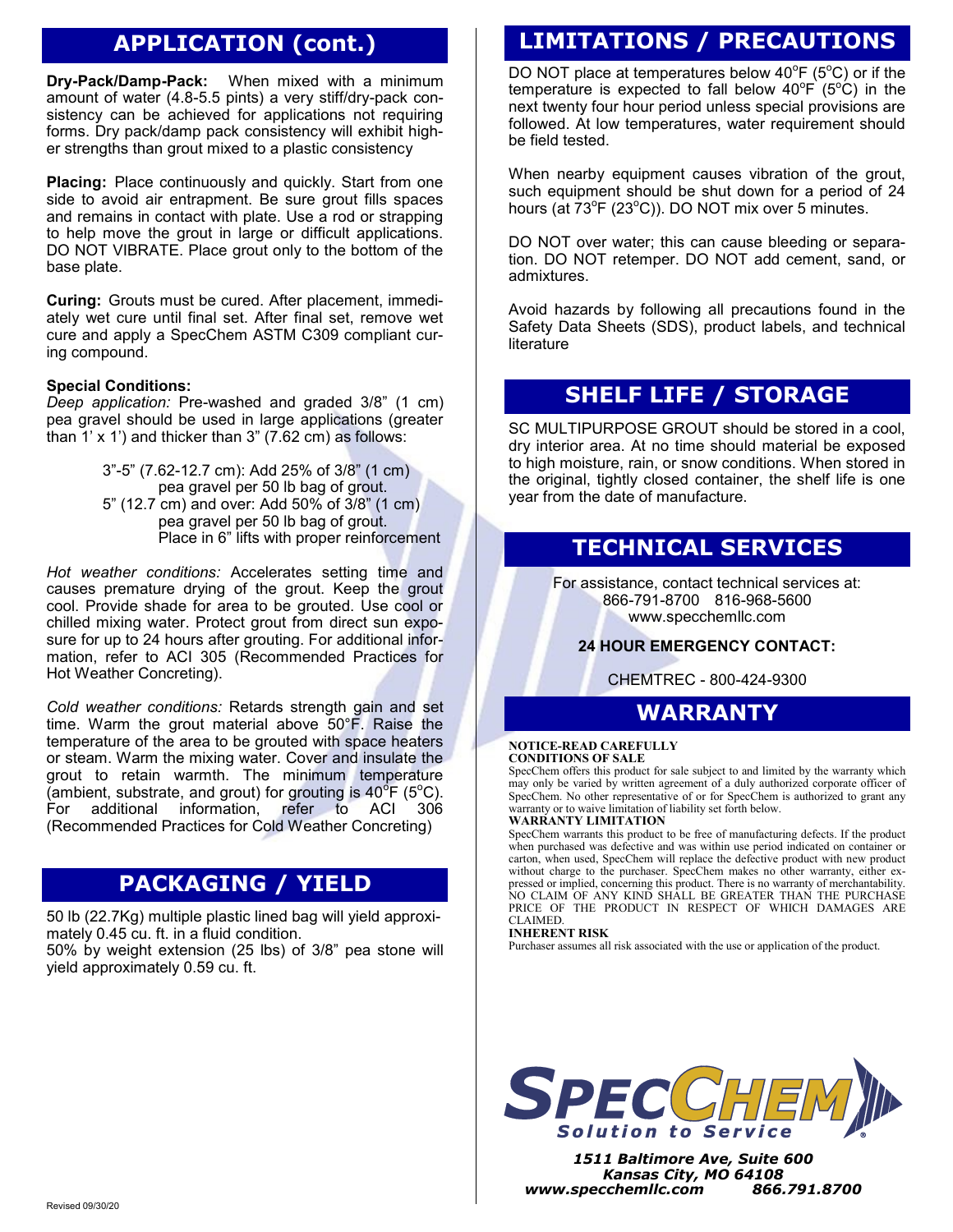## APPLICATION (cont.)

**Dry-Pack/Damp-Pack:** When mixed with a minimum amount of water (4.8-5.5 pints) a very stiff/dry-pack consistency can be achieved for applications not requiring forms. Dry pack/damp pack consistency will exhibit higher strengths than grout mixed to a plastic consistency

**Placing:** Place continuously and quickly. Start from one side to avoid air entrapment. Be sure grout fills spaces and remains in contact with plate. Use a rod or strapping to help move the grout in large or difficult applications. DO NOT VIBRATE. Place grout only to the bottom of the base plate.

**Curing:** Grouts must be cured. After placement, immediately wet cure until final set. After final set, remove wet cure and apply a SpecChem ASTM C309 compliant curing compound.

**Special Conditions:**

*Deep application:* Pre-washed and graded 3/8” (1 cm) pea gravel should be used in large applications (greater than 1’ x 1’) and thicker than 3” (7.62 cm) as follows:

3”-5” (7.62-12.7 cm): Add 25% of 3/8” (1 cm) pea gravel per 50 lb bag of grout.
5” (12.7 cm) and over: Add 50% of 3/8” (1 cm) pea gravel per 50 lb bag of grout. Place in 6” lifts with proper reinforcement

*Hot weather conditions:* Accelerates setting time and causes premature drying of the grout. Keep the grout cool. Provide shade for area to be grouted. Use cool or chilled mixing water. Protect grout from direct sun exposure for up to 24 hours after grouting. For additional information, refer to ACI 305 (Recommended Practices for Hot Weather Concreting).

*Cold weather conditions:* Retards strength gain and set time. Warm the grout material above 50°F. Raise the temperature of the area to be grouted with space heaters or steam. Warm the mixing water. Cover and insulate the grout to retain warmth. The minimum temperature (ambient, substrate, and grout) for grouting is 40°F (5°C). For additional information, refer to ACI 306 (Recommended Practices for Cold Weather Concreting)

## PACKAGING / YIELD

50 lb (22.7Kg) multiple plastic lined bag will yield approximately 0.45 cu. ft. in a fluid condition.
50% by weight extension (25 lbs) of 3/8” pea stone will yield approximately 0.59 cu. ft.

## LIMITATIONS / PRECAUTIONS

DO NOT place at temperatures below 40°F (5°C) or if the temperature is expected to fall below 40°F (5°C) in the next twenty four hour period unless special provisions are followed. At low temperatures, water requirement should be field tested.

When nearby equipment causes vibration of the grout, such equipment should be shut down for a period of 24 hours (at 73°F (23°C)). DO NOT mix over 5 minutes.

DO NOT over water; this can cause bleeding or separation. DO NOT retemper. DO NOT add cement, sand, or admixtures.

Avoid hazards by following all precautions found in the Safety Data Sheets (SDS), product labels, and technical literature

## SHELF LIFE / STORAGE

SC MULTIPURPOSE GROUT should be stored in a cool, dry interior area. At no time should material be exposed to high moisture, rain, or snow conditions. When stored in the original, tightly closed container, the shelf life is one year from the date of manufacture.

## TECHNICAL SERVICES

For assistance, contact technical services at:
866-791-8700 816-968-5600
www.specchemllc.com

**24 HOUR EMERGENCY CONTACT:**

CHEMTREC - 800-424-9300

## WARRANTY

**NOTICE-READ CAREFULLY**
**CONDITIONS OF SALE**

SpecChem offers this product for sale subject to and limited by the warranty which may only be varied by written agreement of a duly authorized corporate officer of SpecChem. No other representative of or for SpecChem is authorized to grant any warranty or to waive limitation of liability set forth below.

**WARRANTY LIMITATION**

SpecChem warrants this product to be free of manufacturing defects. If the product when purchased was defective and was within use period indicated on container or carton, when used, SpecChem will replace the defective product with new product without charge to the purchaser. SpecChem makes no other warranty, either expressed or implied, concerning this product. There is no warranty of merchantability. NO CLAIM OF ANY KIND SHALL BE GREATER THAN THE PURCHASE PRICE OF THE PRODUCT IN RESPECT OF WHICH DAMAGES ARE CLAIMED.

**INHERENT RISK**

Purchaser assumes all risk associated with the use or application of the product.

SPECCHEM
*Solution to Service*

*1511 Baltimore Ave, Suite 600*
*Kansas City, MO 64108*
*www.specchemllc.com 866.791.8700*

Revised 09/30/20